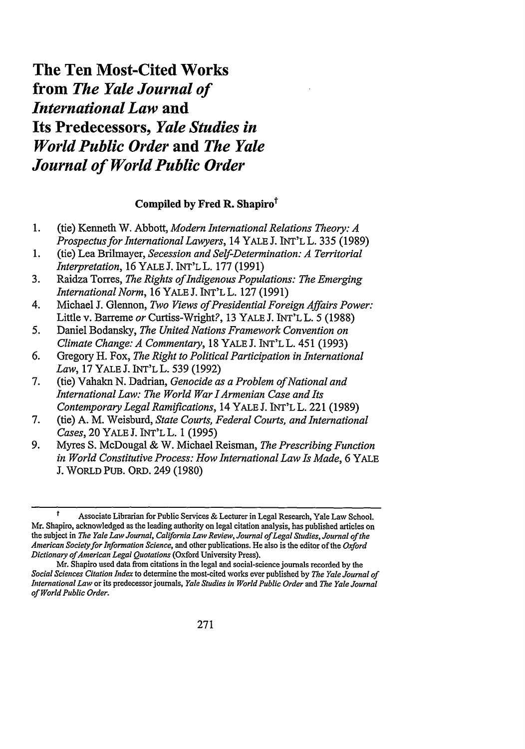# The Ten Most-Cited Works from *The Yale Journal of International Law* and Its Predecessors, *Yale Studies in World Public Order* and *The Yale Journal of World Public Order*

**Compiled by Fred R. Shapiro**[†]

1. (tie) Kenneth W. Abbott, *Modern International Relations Theory: A Prospectus for International Lawyers*, 14 YALE J. INT'L L. 335 (1989)
1. (tie) Lea Brilmayer, *Secession and Self-Determination: A Territorial Interpretation*, 16 YALE J. INT'L L. 177 (1991)
3. Raidza Torres, *The Rights of Indigenous Populations: The Emerging International Norm*, 16 YALE J. INT'L L. 127 (1991)
4. Michael J. Glennon, *Two Views of Presidential Foreign Affairs Power:* Little v. Barreme *or* Curtiss-Wright?, 13 YALE J. INT'L L. 5 (1988)
5. Daniel Bodansky, *The United Nations Framework Convention on Climate Change: A Commentary*, 18 YALE J. INT'L L. 451 (1993)
6. Gregory H. Fox, *The Right to Political Participation in International Law*, 17 YALE J. INT'L L. 539 (1992)
7. (tie) Vahakn N. Dadrian, *Genocide as a Problem of National and International Law: The World War I Armenian Case and Its Contemporary Legal Ramifications*, 14 YALE J. INT'L L. 221 (1989)
7. (tie) A. M. Weisburd, *State Courts, Federal Courts, and International Cases*, 20 YALE J. INT'L L. 1 (1995)
9. Myres S. McDougal & W. Michael Reisman, *The Prescribing Function in World Constitutive Process: How International Law Is Made*, 6 YALE J. WORLD PUB. ORD. 249 (1980)

---

[†] Associate Librarian for Public Services & Lecturer in Legal Research, Yale Law School. Mr. Shapiro, acknowledged as the leading authority on legal citation analysis, has published articles on the subject in *The Yale Law Journal*, *California Law Review*, *Journal of Legal Studies*, *Journal of the American Society for Information Science*, and other publications. He also is the editor of the *Oxford Dictionary of American Legal Quotations* (Oxford University Press).

Mr. Shapiro used data from citations in the legal and social-science journals recorded by the *Social Sciences Citation Index* to determine the most-cited works ever published by *The Yale Journal of International Law* or its predecessor journals, *Yale Studies in World Public Order* and *The Yale Journal of World Public Order*.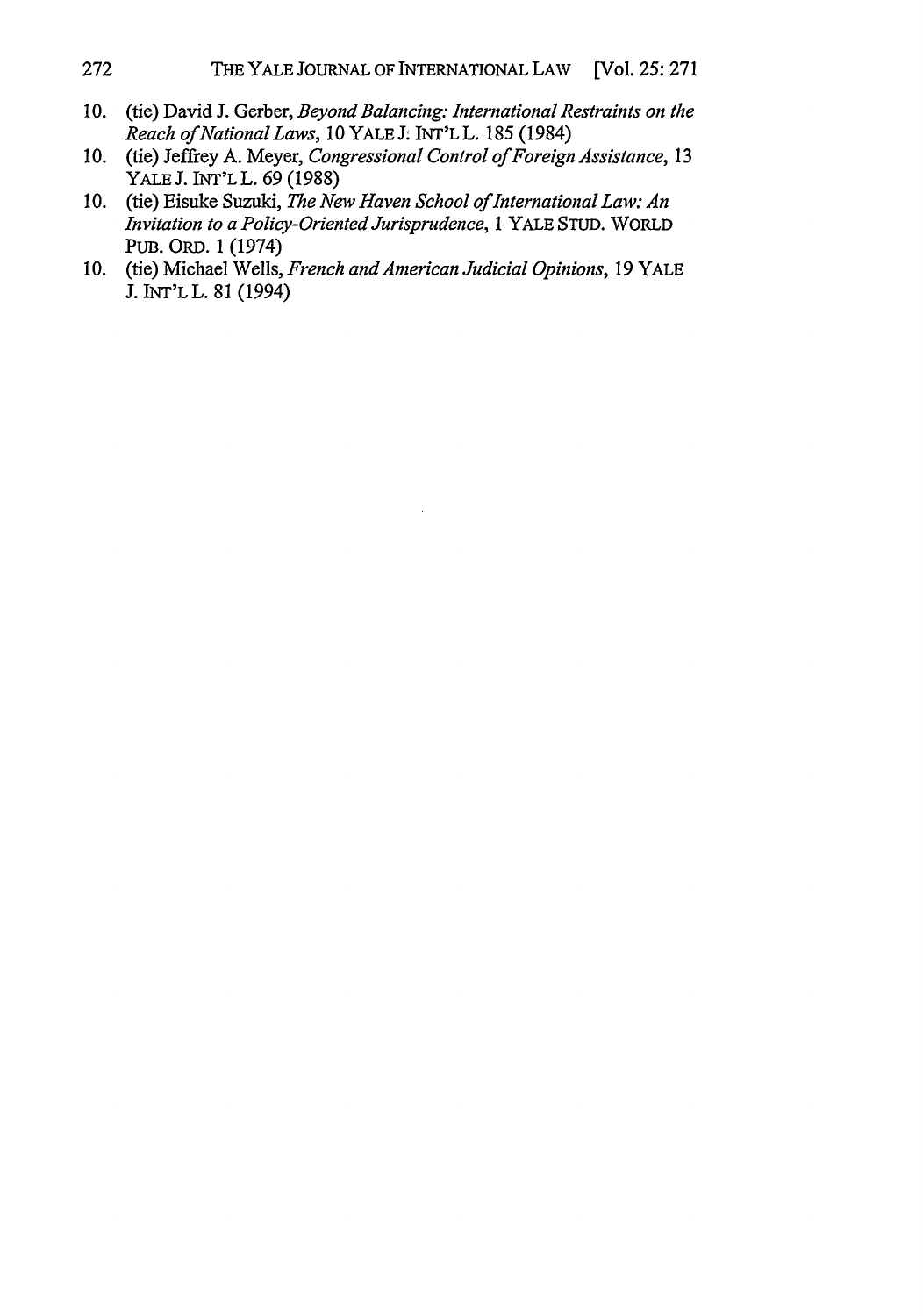10. (tie) David J. Gerber, *Beyond Balancing: International Restraints on the Reach of National Laws*, 10 YALE J. INT'L L. 185 (1984)
10. (tie) Jeffrey A. Meyer, *Congressional Control of Foreign Assistance*, 13 YALE J. INT'L L. 69 (1988)
10. (tie) Eisuke Suzuki, *The New Haven School of International Law: An Invitation to a Policy-Oriented Jurisprudence*, 1 YALE STUD. WORLD PUB. ORD. 1 (1974)
10. (tie) Michael Wells, *French and American Judicial Opinions*, 19 YALE J. INT'L L. 81 (1994)